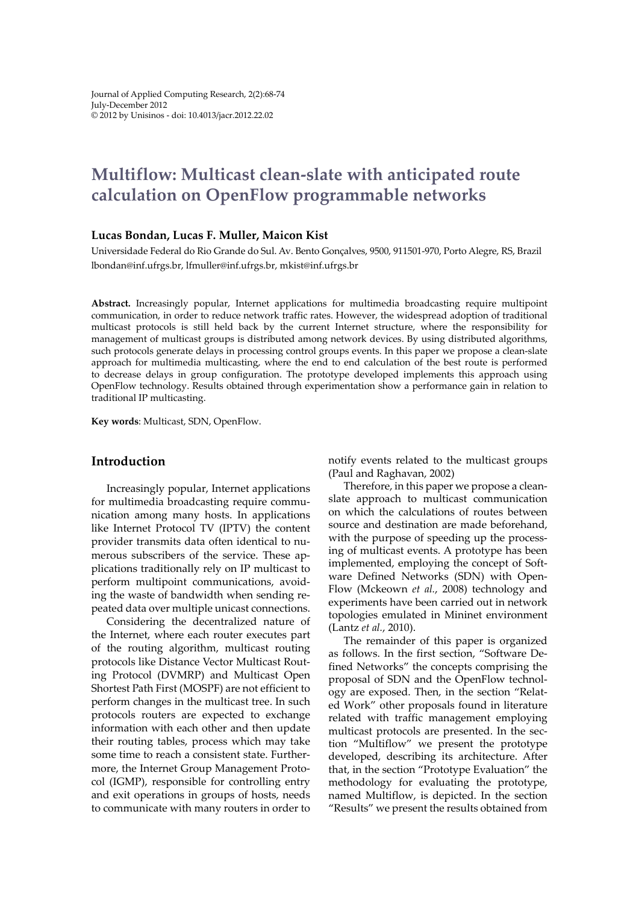# Multiflow: Multicast clean-slate with anticipated route calculation on OpenFlow programmable networks

**Lucas Bondan, Lucas F. Muller, Maicon Kist**

Universidade Federal do Rio Grande do Sul. Av. Bento Gonçalves, 9500, 911501-970, Porto Alegre, RS, Brazil
lbondan@inf.ufrgs.br, lfmuller@inf.ufrgs.br, mkist@inf.ufrgs.br

**Abstract.** Increasingly popular, Internet applications for multimedia broadcasting require multipoint communication, in order to reduce network traffic rates. However, the widespread adoption of traditional multicast protocols is still held back by the current Internet structure, where the responsibility for management of multicast groups is distributed among network devices. By using distributed algorithms, such protocols generate delays in processing control groups events. In this paper we propose a clean-slate approach for multimedia multicasting, where the end to end calculation of the best route is performed to decrease delays in group configuration. The prototype developed implements this approach using OpenFlow technology. Results obtained through experimentation show a performance gain in relation to traditional IP multicasting.

**Key words**: Multicast, SDN, OpenFlow.

## Introduction

Increasingly popular, Internet applications for multimedia broadcasting require communication among many hosts. In applications like Internet Protocol TV (IPTV) the content provider transmits data often identical to numerous subscribers of the service. These applications traditionally rely on IP multicast to perform multipoint communications, avoiding the waste of bandwidth when sending repeated data over multiple unicast connections.

Considering the decentralized nature of the Internet, where each router executes part of the routing algorithm, multicast routing protocols like Distance Vector Multicast Routing Protocol (DVMRP) and Multicast Open Shortest Path First (MOSPF) are not efficient to perform changes in the multicast tree. In such protocols routers are expected to exchange information with each other and then update their routing tables, process which may take some time to reach a consistent state. Furthermore, the Internet Group Management Protocol (IGMP), responsible for controlling entry and exit operations in groups of hosts, needs to communicate with many routers in order to notify events related to the multicast groups (Paul and Raghavan, 2002)

Therefore, in this paper we propose a clean-slate approach to multicast communication on which the calculations of routes between source and destination are made beforehand, with the purpose of speeding up the processing of multicast events. A prototype has been implemented, employing the concept of Software Defined Networks (SDN) with OpenFlow (Mckeown *et al.*, 2008) technology and experiments have been carried out in network topologies emulated in Mininet environment (Lantz *et al.*, 2010).

The remainder of this paper is organized as follows. In the first section, "Software Defined Networks" the concepts comprising the proposal of SDN and the OpenFlow technology are exposed. Then, in the section "Related Work" other proposals found in literature related with traffic management employing multicast protocols are presented. In the section "Multiflow" we present the prototype developed, describing its architecture. After that, in the section "Prototype Evaluation" the methodology for evaluating the prototype, named Multiflow, is depicted. In the section "Results" we present the results obtained from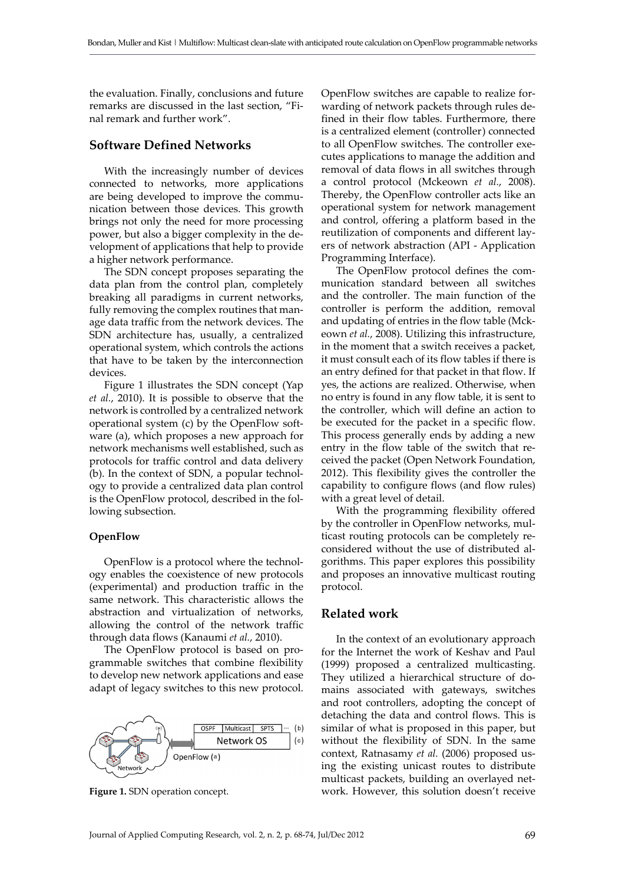the evaluation. Finally, conclusions and future remarks are discussed in the last section, "Final remark and further work".

## Software Defined Networks

With the increasingly number of devices connected to networks, more applications are being developed to improve the communication between those devices. This growth brings not only the need for more processing power, but also a bigger complexity in the development of applications that help to provide a higher network performance.

The SDN concept proposes separating the data plan from the control plan, completely breaking all paradigms in current networks, fully removing the complex routines that manage data traffic from the network devices. The SDN architecture has, usually, a centralized operational system, which controls the actions that have to be taken by the interconnection devices.

Figure 1 illustrates the SDN concept (Yap *et al.*, 2010). It is possible to observe that the network is controlled by a centralized network operational system (c) by the OpenFlow software (a), which proposes a new approach for network mechanisms well established, such as protocols for traffic control and data delivery (b). In the context of SDN, a popular technology to provide a centralized data plan control is the OpenFlow protocol, described in the following subsection.

### OpenFlow

OpenFlow is a protocol where the technology enables the coexistence of new protocols (experimental) and production traffic in the same network. This characteristic allows the abstraction and virtualization of networks, allowing the control of the network traffic through data flows (Kanaumi *et al.*, 2010).

The OpenFlow protocol is based on programmable switches that combine flexibility to develop new network applications and ease adapt of legacy switches to this new protocol.

**Figure 1.** SDN operation concept.

OpenFlow switches are capable to realize forwarding of network packets through rules defined in their flow tables. Furthermore, there is a centralized element (controller) connected to all OpenFlow switches. The controller executes applications to manage the addition and removal of data flows in all switches through a control protocol (Mckeown *et al.*, 2008). Thereby, the OpenFlow controller acts like an operational system for network management and control, offering a platform based in the reutilization of components and different layers of network abstraction (API - Application Programming Interface).

The OpenFlow protocol defines the communication standard between all switches and the controller. The main function of the controller is perform the addition, removal and updating of entries in the flow table (Mckeown *et al.*, 2008). Utilizing this infrastructure, in the moment that a switch receives a packet, it must consult each of its flow tables if there is an entry defined for that packet in that flow. If yes, the actions are realized. Otherwise, when no entry is found in any flow table, it is sent to the controller, which will define an action to be executed for the packet in a specific flow. This process generally ends by adding a new entry in the flow table of the switch that received the packet (Open Network Foundation, 2012). This flexibility gives the controller the capability to configure flows (and flow rules) with a great level of detail.

With the programming flexibility offered by the controller in OpenFlow networks, multicast routing protocols can be completely reconsidered without the use of distributed algorithms. This paper explores this possibility and proposes an innovative multicast routing protocol.

## Related work

In the context of an evolutionary approach for the Internet the work of Keshav and Paul (1999) proposed a centralized multicasting. They utilized a hierarchical structure of domains associated with gateways, switches and root controllers, adopting the concept of detaching the data and control flows. This is similar of what is proposed in this paper, but without the flexibility of SDN. In the same context, Ratnasamy *et al.* (2006) proposed using the existing unicast routes to distribute multicast packets, building an overlayed network. However, this solution doesn't receive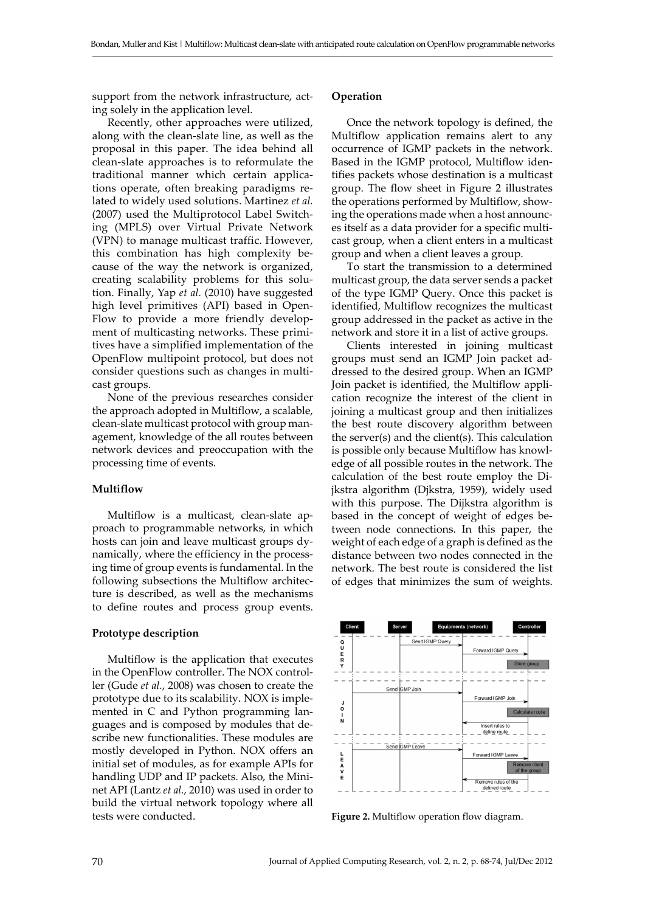support from the network infrastructure, acting solely in the application level.

Recently, other approaches were utilized, along with the clean-slate line, as well as the proposal in this paper. The idea behind all clean-slate approaches is to reformulate the traditional manner which certain applications operate, often breaking paradigms related to widely used solutions. Martinez *et al.* (2007) used the Multiprotocol Label Switching (MPLS) over Virtual Private Network (VPN) to manage multicast traffic. However, this combination has high complexity because of the way the network is organized, creating scalability problems for this solution. Finally, Yap *et al.* (2010) have suggested high level primitives (API) based in OpenFlow to provide a more friendly development of multicasting networks. These primitives have a simplified implementation of the OpenFlow multipoint protocol, but does not consider questions such as changes in multicast groups.

None of the previous researches consider the approach adopted in Multiflow, a scalable, clean-slate multicast protocol with group management, knowledge of the all routes between network devices and preoccupation with the processing time of events.

## Multiflow

Multiflow is a multicast, clean-slate approach to programmable networks, in which hosts can join and leave multicast groups dynamically, where the efficiency in the processing time of group events is fundamental. In the following subsections the Multiflow architecture is described, as well as the mechanisms to define routes and process group events.

### Prototype description

Multiflow is the application that executes in the OpenFlow controller. The NOX controller (Gude *et al.*, 2008) was chosen to create the prototype due to its scalability. NOX is implemented in C and Python programming languages and is composed by modules that describe new functionalities. These modules are mostly developed in Python. NOX offers an initial set of modules, as for example APIs for handling UDP and IP packets. Also, the Mininet API (Lantz *et al.*, 2010) was used in order to build the virtual network topology where all tests were conducted.

### Operation

Once the network topology is defined, the Multiflow application remains alert to any occurrence of IGMP packets in the network. Based in the IGMP protocol, Multiflow identifies packets whose destination is a multicast group. The flow sheet in Figure 2 illustrates the operations performed by Multiflow, showing the operations made when a host announces itself as a data provider for a specific multicast group, when a client enters in a multicast group and when a client leaves a group.

To start the transmission to a determined multicast group, the data server sends a packet of the type IGMP Query. Once this packet is identified, Multiflow recognizes the multicast group addressed in the packet as active in the network and store it in a list of active groups.

Clients interested in joining multicast groups must send an IGMP Join packet addressed to the desired group. When an IGMP Join packet is identified, the Multiflow application recognize the interest of the client in joining a multicast group and then initializes the best route discovery algorithm between the server(s) and the client(s). This calculation is possible only because Multiflow has knowledge of all possible routes in the network. The calculation of the best route employ the Dijkstra algorithm (Djkstra, 1959), widely used with this purpose. The Dijkstra algorithm is based in the concept of weight of edges between node connections. In this paper, the weight of each edge of a graph is defined as the distance between two nodes connected in the network. The best route is considered the list of edges that minimizes the sum of weights.

**Figure 2.** Multiflow operation flow diagram.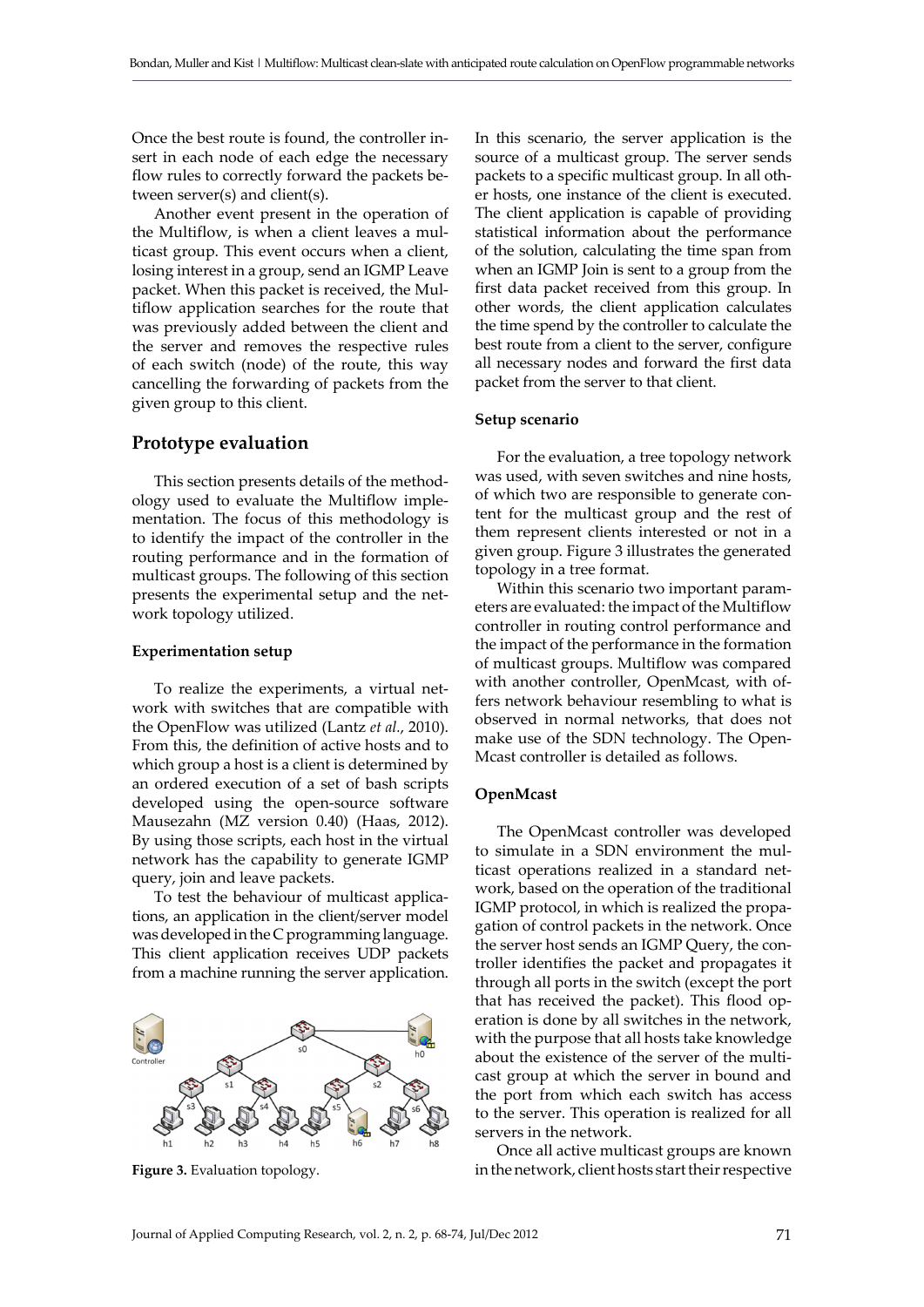Once the best route is found, the controller insert in each node of each edge the necessary flow rules to correctly forward the packets between server(s) and client(s).

Another event present in the operation of the Multiflow, is when a client leaves a multicast group. This event occurs when a client, losing interest in a group, send an IGMP Leave packet. When this packet is received, the Multiflow application searches for the route that was previously added between the client and the server and removes the respective rules of each switch (node) of the route, this way cancelling the forwarding of packets from the given group to this client.

## Prototype evaluation

This section presents details of the methodology used to evaluate the Multiflow implementation. The focus of this methodology is to identify the impact of the controller in the routing performance and in the formation of multicast groups. The following of this section presents the experimental setup and the network topology utilized.

### Experimentation setup

To realize the experiments, a virtual network with switches that are compatible with the OpenFlow was utilized (Lantz *et al.*, 2010). From this, the definition of active hosts and to which group a host is a client is determined by an ordered execution of a set of bash scripts developed using the open-source software Mausezahn (MZ version 0.40) (Haas, 2012). By using those scripts, each host in the virtual network has the capability to generate IGMP query, join and leave packets.

To test the behaviour of multicast applications, an application in the client/server model was developed in the C programming language. This client application receives UDP packets from a machine running the server application.

**Figure 3.** Evaluation topology.

In this scenario, the server application is the source of a multicast group. The server sends packets to a specific multicast group. In all other hosts, one instance of the client is executed. The client application is capable of providing statistical information about the performance of the solution, calculating the time span from when an IGMP Join is sent to a group from the first data packet received from this group. In other words, the client application calculates the time spend by the controller to calculate the best route from a client to the server, configure all necessary nodes and forward the first data packet from the server to that client.

### Setup scenario

For the evaluation, a tree topology network was used, with seven switches and nine hosts, of which two are responsible to generate content for the multicast group and the rest of them represent clients interested or not in a given group. Figure 3 illustrates the generated topology in a tree format.

Within this scenario two important parameters are evaluated: the impact of the Multiflow controller in routing control performance and the impact of the performance in the formation of multicast groups. Multiflow was compared with another controller, OpenMcast, with offers network behaviour resembling to what is observed in normal networks, that does not make use of the SDN technology. The OpenMcast controller is detailed as follows.

### OpenMcast

The OpenMcast controller was developed to simulate in a SDN environment the multicast operations realized in a standard network, based on the operation of the traditional IGMP protocol, in which is realized the propagation of control packets in the network. Once the server host sends an IGMP Query, the controller identifies the packet and propagates it through all ports in the switch (except the port that has received the packet). This flood operation is done by all switches in the network, with the purpose that all hosts take knowledge about the existence of the server of the multicast group at which the server in bound and the port from which each switch has access to the server. This operation is realized for all servers in the network.

Once all active multicast groups are known in the network, client hosts start their respective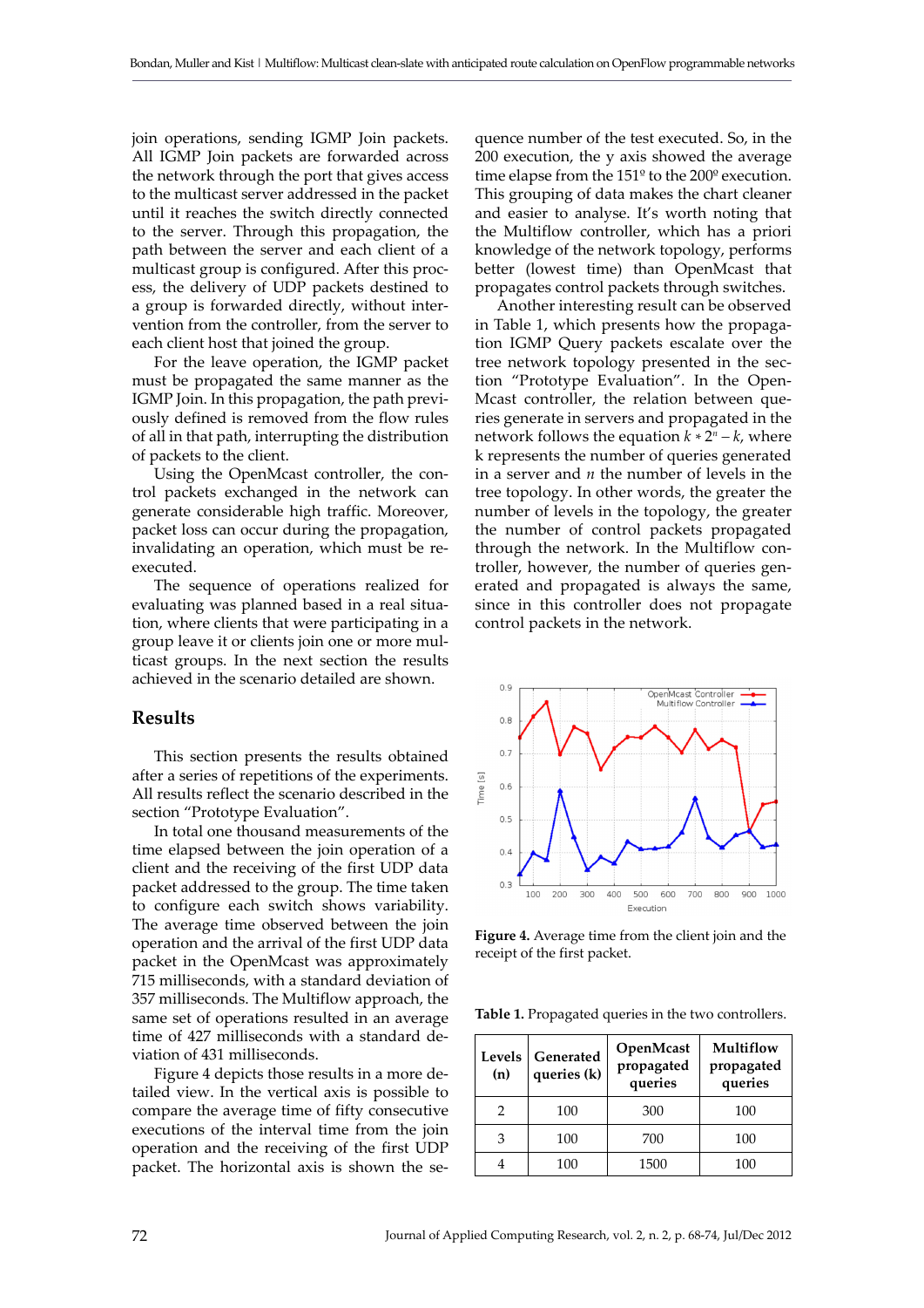join operations, sending IGMP Join packets. All IGMP Join packets are forwarded across the network through the port that gives access to the multicast server addressed in the packet until it reaches the switch directly connected to the server. Through this propagation, the path between the server and each client of a multicast group is configured. After this process, the delivery of UDP packets destined to a group is forwarded directly, without intervention from the controller, from the server to each client host that joined the group.

For the leave operation, the IGMP packet must be propagated the same manner as the IGMP Join. In this propagation, the path previously defined is removed from the flow rules of all in that path, interrupting the distribution of packets to the client.

Using the OpenMcast controller, the control packets exchanged in the network can generate considerable high traffic. Moreover, packet loss can occur during the propagation, invalidating an operation, which must be re-executed.

The sequence of operations realized for evaluating was planned based in a real situation, where clients that were participating in a group leave it or clients join one or more multicast groups. In the next section the results achieved in the scenario detailed are shown.

## Results

This section presents the results obtained after a series of repetitions of the experiments. All results reflect the scenario described in the section "Prototype Evaluation".

In total one thousand measurements of the time elapsed between the join operation of a client and the receiving of the first UDP data packet addressed to the group. The time taken to configure each switch shows variability. The average time observed between the join operation and the arrival of the first UDP data packet in the OpenMcast was approximately 715 milliseconds, with a standard deviation of 357 milliseconds. The Multiflow approach, the same set of operations resulted in an average time of 427 milliseconds with a standard deviation of 431 milliseconds.

Figure 4 depicts those results in a more detailed view. In the vertical axis is possible to compare the average time of fifty consecutive executions of the interval time from the join operation and the receiving of the first UDP packet. The horizontal axis is shown the sequence number of the test executed. So, in the 200 execution, the y axis showed the average time elapse from the 151º to the 200º execution. This grouping of data makes the chart cleaner and easier to analyse. It's worth noting that the Multiflow controller, which has a priori knowledge of the network topology, performs better (lowest time) than OpenMcast that propagates control packets through switches.

Another interesting result can be observed in Table 1, which presents how the propagation IGMP Query packets escalate over the tree network topology presented in the section "Prototype Evaluation". In the OpenMcast controller, the relation between queries generate in servers and propagated in the network follows the equation $k * 2^n - k$, where k represents the number of queries generated in a server and $n$ the number of levels in the tree topology. In other words, the greater the number of levels in the topology, the greater the number of control packets propagated through the network. In the Multiflow controller, however, the number of queries generated and propagated is always the same, since in this controller does not propagate control packets in the network.

**Figure 4.** Average time from the client join and the receipt of the first packet.

**Table 1.** Propagated queries in the two controllers.

| Levels (n) | Generated queries (k) | OpenMcast propagated queries | Multiflow propagated queries |
|---|---|---|---|
| 2 | 100 | 300 | 100 |
| 3 | 100 | 700 | 100 |
| 4 | 100 | 1500 | 100 |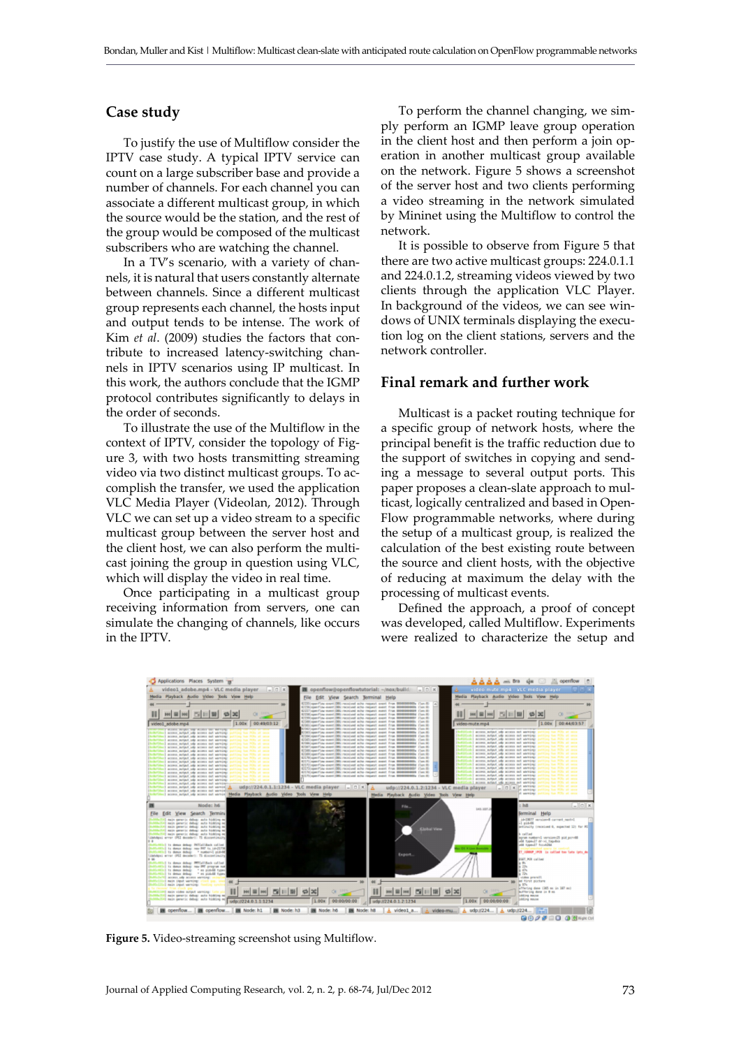## Case study

To justify the use of Multiflow consider the IPTV case study. A typical IPTV service can count on a large subscriber base and provide a number of channels. For each channel you can associate a different multicast group, in which the source would be the station, and the rest of the group would be composed of the multicast subscribers who are watching the channel.

In a TV's scenario, with a variety of channels, it is natural that users constantly alternate between channels. Since a different multicast group represents each channel, the hosts input and output tends to be intense. The work of Kim *et al*. (2009) studies the factors that contribute to increased latency-switching channels in IPTV scenarios using IP multicast. In this work, the authors conclude that the IGMP protocol contributes significantly to delays in the order of seconds.

To illustrate the use of the Multiflow in the context of IPTV, consider the topology of Figure 3, with two hosts transmitting streaming video via two distinct multicast groups. To accomplish the transfer, we used the application VLC Media Player (Videolan, 2012). Through VLC we can set up a video stream to a specific multicast group between the server host and the client host, we can also perform the multicast joining the group in question using VLC, which will display the video in real time.

Once participating in a multicast group receiving information from servers, one can simulate the changing of channels, like occurs in the IPTV.

To perform the channel changing, we simply perform an IGMP leave group operation in the client host and then perform a join operation in another multicast group available on the network. Figure 5 shows a screenshot of the server host and two clients performing a video streaming in the network simulated by Mininet using the Multiflow to control the network.

It is possible to observe from Figure 5 that there are two active multicast groups: 224.0.1.1 and 224.0.1.2, streaming videos viewed by two clients through the application VLC Player. In background of the videos, we can see windows of UNIX terminals displaying the execution log on the client stations, servers and the network controller.

## Final remark and further work

Multicast is a packet routing technique for a specific group of network hosts, where the principal benefit is the traffic reduction due to the support of switches in copying and sending a message to several output ports. This paper proposes a clean-slate approach to multicast, logically centralized and based in OpenFlow programmable networks, where during the setup of a multicast group, is realized the calculation of the best existing route between the source and client hosts, with the objective of reducing at maximum the delay with the processing of multicast events.

Defined the approach, a proof of concept was developed, called Multiflow. Experiments were realized to characterize the setup and

**Figure 5.** Video-streaming screenshot using Multiflow.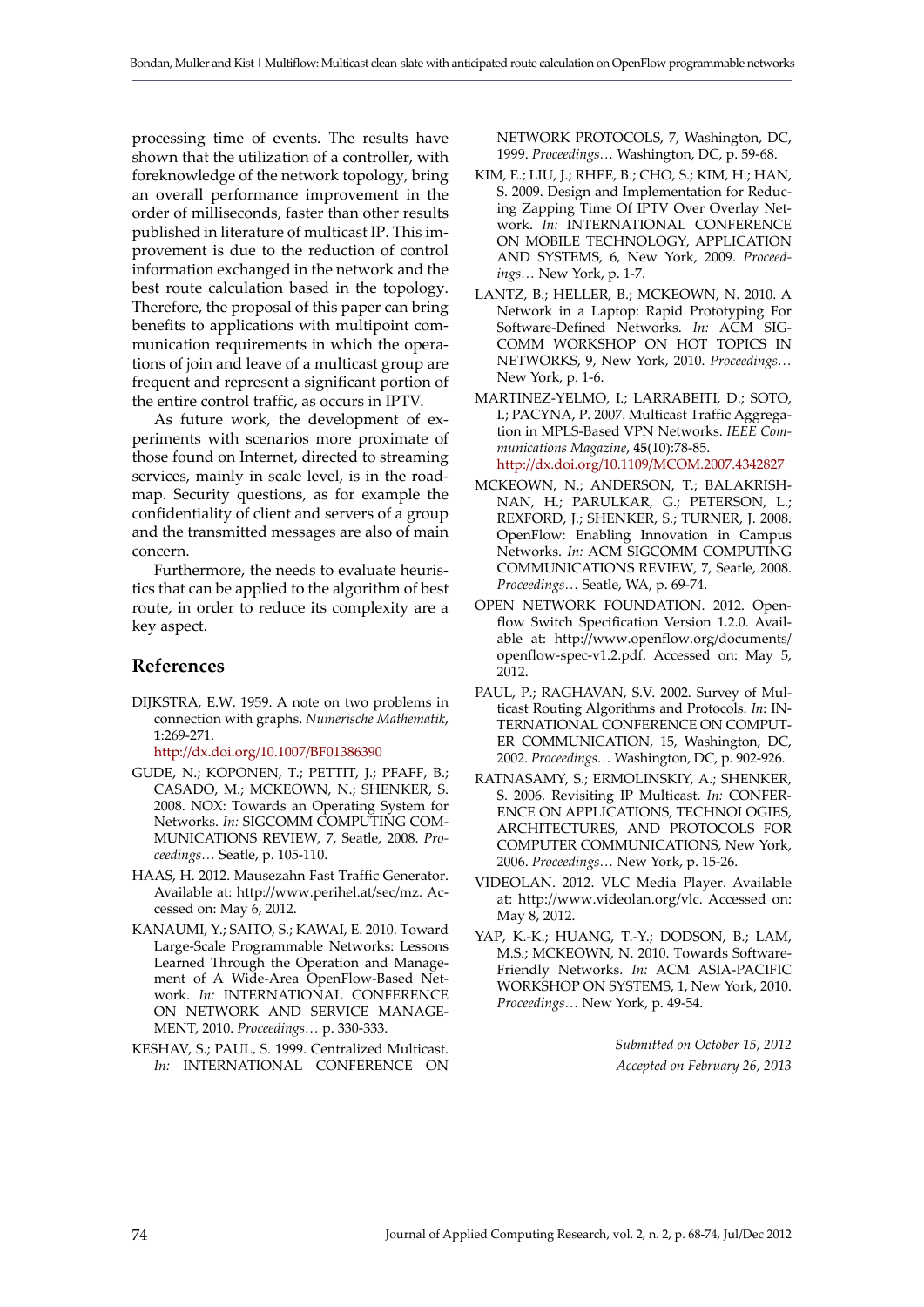processing time of events. The results have shown that the utilization of a controller, with foreknowledge of the network topology, bring an overall performance improvement in the order of milliseconds, faster than other results published in literature of multicast IP. This improvement is due to the reduction of control information exchanged in the network and the best route calculation based in the topology. Therefore, the proposal of this paper can bring benefits to applications with multipoint communication requirements in which the operations of join and leave of a multicast group are frequent and represent a significant portion of the entire control traffic, as occurs in IPTV.

As future work, the development of experiments with scenarios more proximate of those found on Internet, directed to streaming services, mainly in scale level, is in the roadmap. Security questions, as for example the confidentiality of client and servers of a group and the transmitted messages are also of main concern.

Furthermore, the needs to evaluate heuristics that can be applied to the algorithm of best route, in order to reduce its complexity are a key aspect.

## References

DIJKSTRA, E.W. 1959. A note on two problems in connection with graphs. *Numerische Mathematik*, **1**:269-271. http://dx.doi.org/10.1007/BF01386390

GUDE, N.; KOPONEN, T.; PETTIT, J.; PFAFF, B.; CASADO, M.; MCKEOWN, N.; SHENKER, S. 2008. NOX: Towards an Operating System for Networks. *In:* SIGCOMM COMPUTING COMMUNICATIONS REVIEW, 7, Seatle, 2008. *Proceedings…* Seatle, p. 105-110.

HAAS, H. 2012. Mausezahn Fast Traffic Generator. Available at: http://www.perihel.at/sec/mz. Accessed on: May 6, 2012.

KANAUMI, Y.; SAITO, S.; KAWAI, E. 2010. Toward Large-Scale Programmable Networks: Lessons Learned Through the Operation and Management of A Wide-Area OpenFlow-Based Network. *In:* INTERNATIONAL CONFERENCE ON NETWORK AND SERVICE MANAGEMENT, 2010. *Proceedings…* p. 330-333.

KESHAV, S.; PAUL, S. 1999. Centralized Multicast. *In:* INTERNATIONAL CONFERENCE ON NETWORK PROTOCOLS, 7, Washington, DC, 1999. *Proceedings…* Washington, DC, p. 59-68.

KIM, E.; LIU, J.; RHEE, B.; CHO, S.; KIM, H.; HAN, S. 2009. Design and Implementation for Reducing Zapping Time Of IPTV Over Overlay Network. *In:* INTERNATIONAL CONFERENCE ON MOBILE TECHNOLOGY, APPLICATION AND SYSTEMS, 6, New York, 2009. *Proceedings…* New York, p. 1-7.

LANTZ, B.; HELLER, B.; MCKEOWN, N. 2010. A Network in a Laptop: Rapid Prototyping For Software-Defined Networks. *In:* ACM SIGCOMM WORKSHOP ON HOT TOPICS IN NETWORKS, 9, New York, 2010. *Proceedings…* New York, p. 1-6.

MARTINEZ-YELMO, I.; LARRABEITI, D.; SOTO, I.; PACYNA, P. 2007. Multicast Traffic Aggregation in MPLS-Based VPN Networks. *IEEE Communications Magazine*, **45**(10):78-85. http://dx.doi.org/10.1109/MCOM.2007.4342827

MCKEOWN, N.; ANDERSON, T.; BALAKRISHNAN, H.; PARULKAR, G.; PETERSON, L.; REXFORD, J.; SHENKER, S.; TURNER, J. 2008. OpenFlow: Enabling Innovation in Campus Networks. *In:* ACM SIGCOMM COMPUTING COMMUNICATIONS REVIEW, 7, Seatle, 2008. *Proceedings…* Seatle, WA, p. 69-74.

OPEN NETWORK FOUNDATION. 2012. Openflow Switch Specification Version 1.2.0. Available at: http://www.openflow.org/documents/openflow-spec-v1.2.pdf. Accessed on: May 5, 2012.

PAUL, P.; RAGHAVAN, S.V. 2002. Survey of Multicast Routing Algorithms and Protocols. *In*: INTERNATIONAL CONFERENCE ON COMPUTER COMMUNICATION, 15, Washington, DC, 2002. *Proceedings…* Washington, DC, p. 902-926.

RATNASAMY, S.; ERMOLINSKIY, A.; SHENKER, S. 2006. Revisiting IP Multicast. *In:* CONFERENCE ON APPLICATIONS, TECHNOLOGIES, ARCHITECTURES, AND PROTOCOLS FOR COMPUTER COMMUNICATIONS, New York, 2006. *Proceedings…* New York, p. 15-26.

VIDEOLAN. 2012. VLC Media Player. Available at: http://www.videolan.org/vlc. Accessed on: May 8, 2012.

YAP, K.-K.; HUANG, T.-Y.; DODSON, B.; LAM, M.S.; MCKEOWN, N. 2010. Towards Software-Friendly Networks. *In:* ACM ASIA-PACIFIC WORKSHOP ON SYSTEMS, 1, New York, 2010. *Proceedings…* New York, p. 49-54.

*Submitted on October 15, 2012*
*Accepted on February 26, 2013*